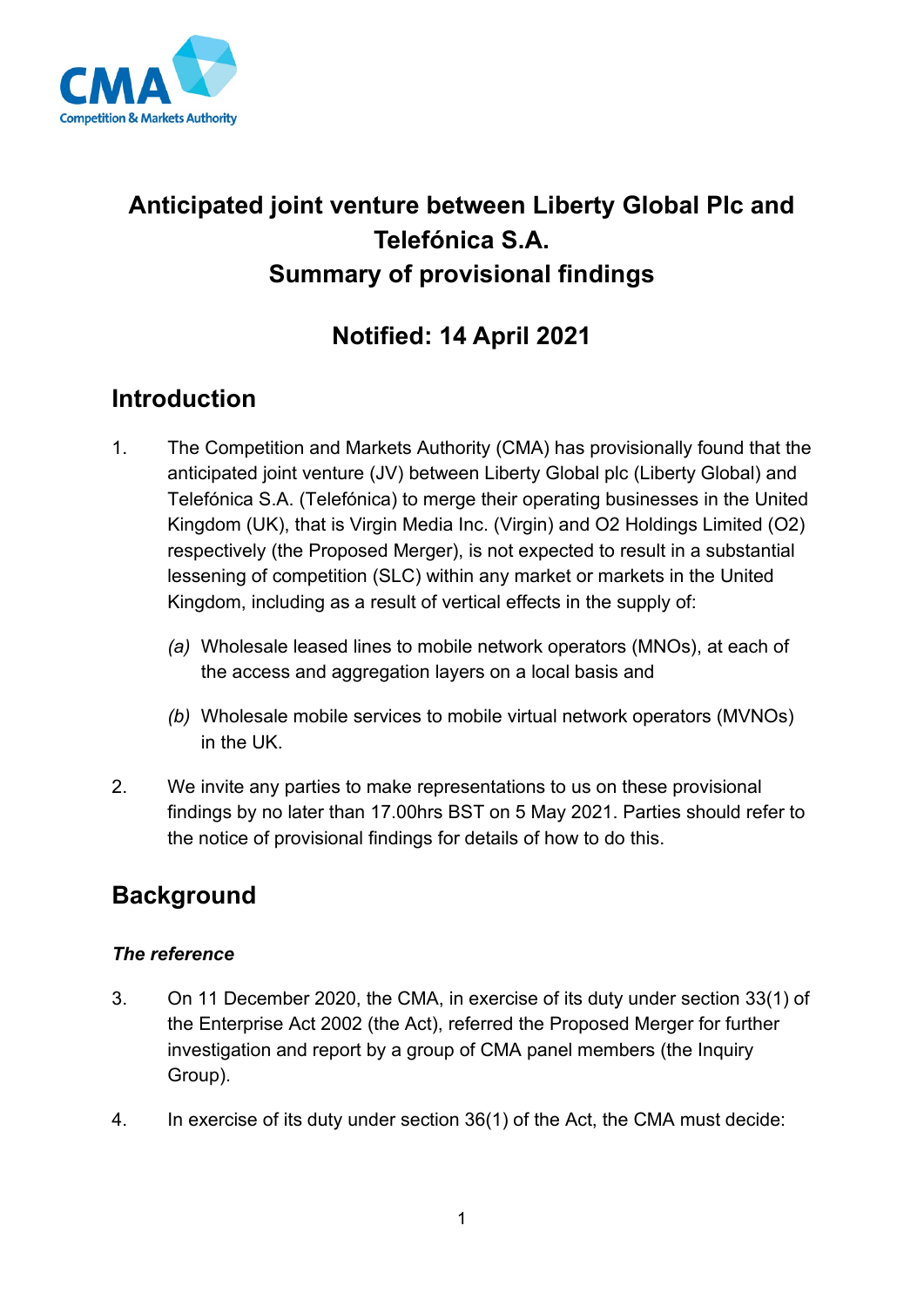# Anticipated joint venture between Liberty Global Plc and Telefónica S.A.
# Summary of provisional findings

## Notified: 14 April 2021

## Introduction

1. The Competition and Markets Authority (CMA) has provisionally found that the anticipated joint venture (JV) between Liberty Global plc (Liberty Global) and Telefónica S.A. (Telefónica) to merge their operating businesses in the United Kingdom (UK), that is Virgin Media Inc. (Virgin) and O2 Holdings Limited (O2) respectively (the Proposed Merger), is not expected to result in a substantial lessening of competition (SLC) within any market or markets in the United Kingdom, including as a result of vertical effects in the supply of:

   *(a)* Wholesale leased lines to mobile network operators (MNOs), at each of the access and aggregation layers on a local basis and

   *(b)* Wholesale mobile services to mobile virtual network operators (MVNOs) in the UK.

2. We invite any parties to make representations to us on these provisional findings by no later than 17.00hrs BST on 5 May 2021. Parties should refer to the notice of provisional findings for details of how to do this.

## Background

### *The reference*

3. On 11 December 2020, the CMA, in exercise of its duty under section 33(1) of the Enterprise Act 2002 (the Act), referred the Proposed Merger for further investigation and report by a group of CMA panel members (the Inquiry Group).

4. In exercise of its duty under section 36(1) of the Act, the CMA must decide: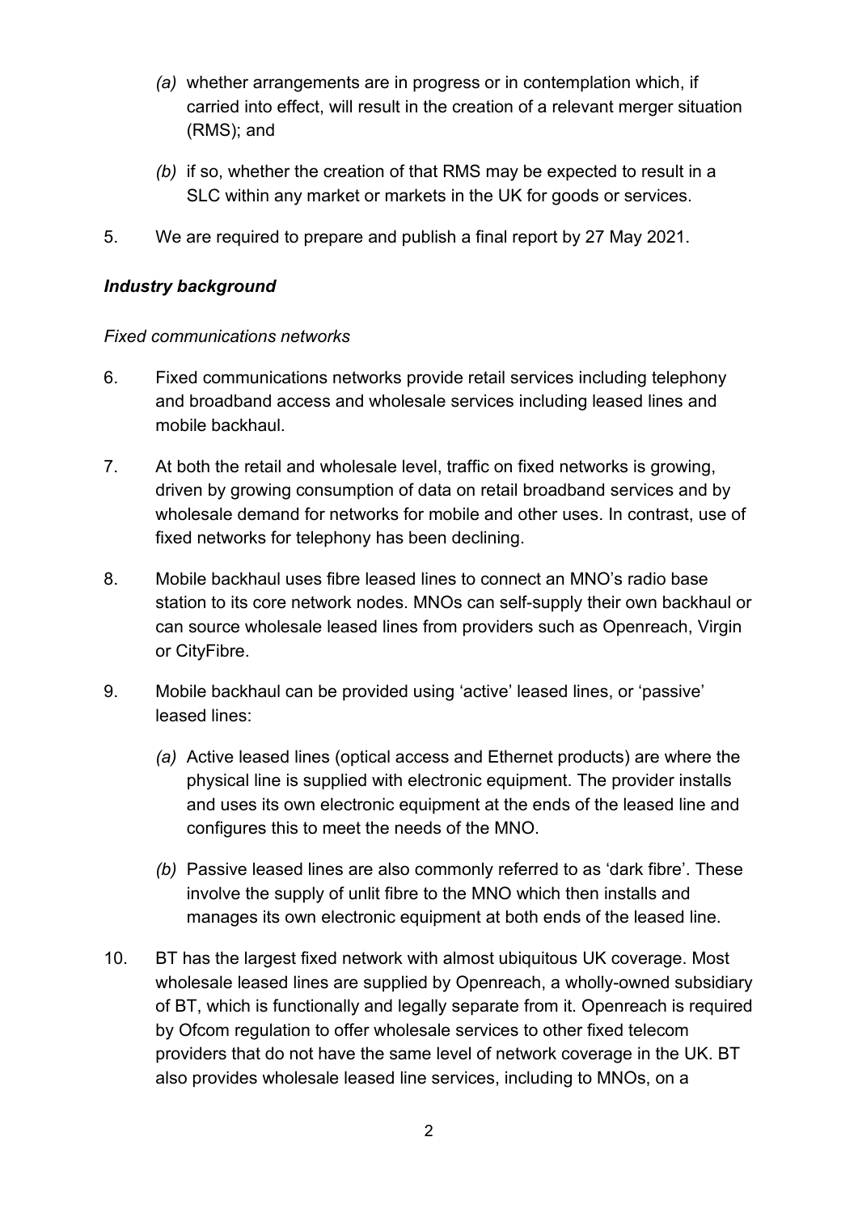*(a)* whether arrangements are in progress or in contemplation which, if carried into effect, will result in the creation of a relevant merger situation (RMS); and

*(b)* if so, whether the creation of that RMS may be expected to result in a SLC within any market or markets in the UK for goods or services.

5. We are required to prepare and publish a final report by 27 May 2021.

### *Industry background*

*Fixed communications networks*

6. Fixed communications networks provide retail services including telephony and broadband access and wholesale services including leased lines and mobile backhaul.

7. At both the retail and wholesale level, traffic on fixed networks is growing, driven by growing consumption of data on retail broadband services and by wholesale demand for networks for mobile and other uses. In contrast, use of fixed networks for telephony has been declining.

8. Mobile backhaul uses fibre leased lines to connect an MNO's radio base station to its core network nodes. MNOs can self-supply their own backhaul or can source wholesale leased lines from providers such as Openreach, Virgin or CityFibre.

9. Mobile backhaul can be provided using 'active' leased lines, or 'passive' leased lines:

   *(a)* Active leased lines (optical access and Ethernet products) are where the physical line is supplied with electronic equipment. The provider installs and uses its own electronic equipment at the ends of the leased line and configures this to meet the needs of the MNO.

   *(b)* Passive leased lines are also commonly referred to as 'dark fibre'. These involve the supply of unlit fibre to the MNO which then installs and manages its own electronic equipment at both ends of the leased line.

10. BT has the largest fixed network with almost ubiquitous UK coverage. Most wholesale leased lines are supplied by Openreach, a wholly-owned subsidiary of BT, which is functionally and legally separate from it. Openreach is required by Ofcom regulation to offer wholesale services to other fixed telecom providers that do not have the same level of network coverage in the UK. BT also provides wholesale leased line services, including to MNOs, on a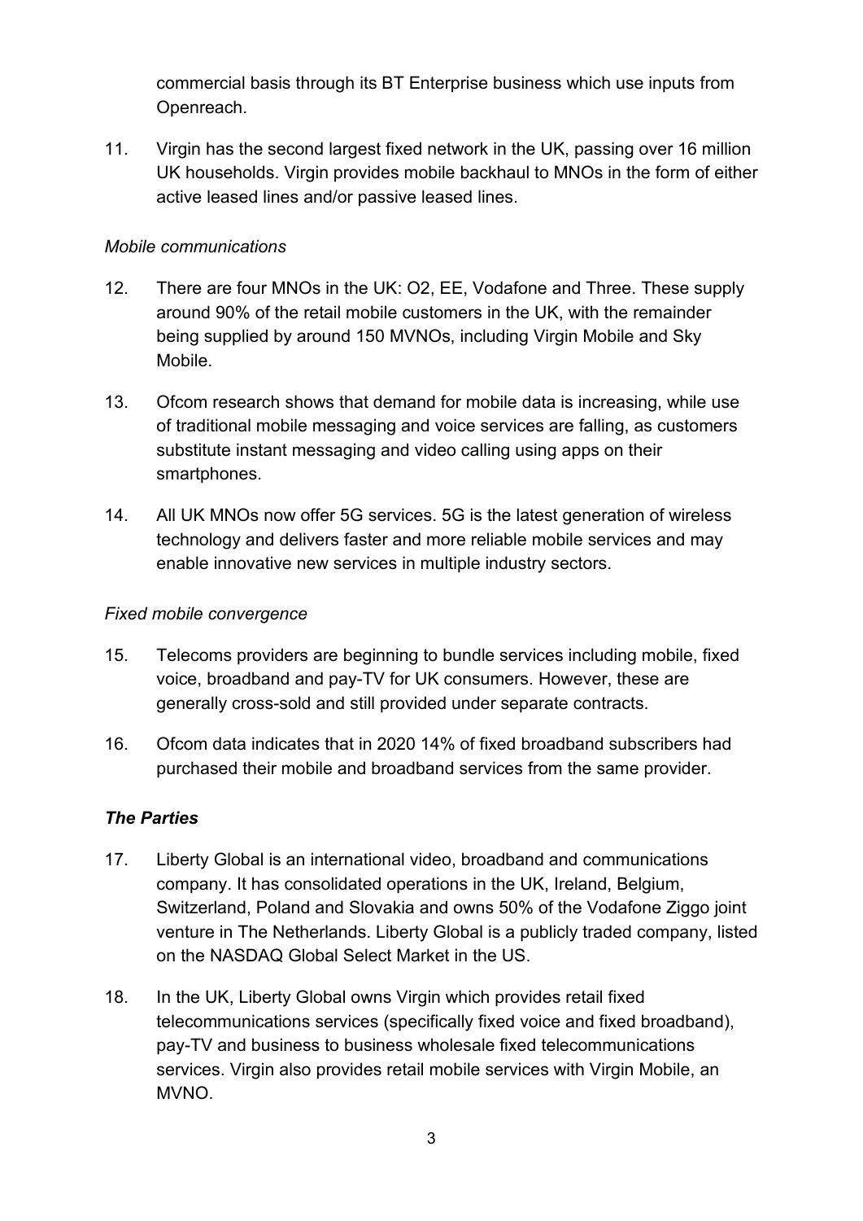commercial basis through its BT Enterprise business which use inputs from Openreach.

11. Virgin has the second largest fixed network in the UK, passing over 16 million UK households. Virgin provides mobile backhaul to MNOs in the form of either active leased lines and/or passive leased lines.

*Mobile communications*

12. There are four MNOs in the UK: O2, EE, Vodafone and Three. These supply around 90% of the retail mobile customers in the UK, with the remainder being supplied by around 150 MVNOs, including Virgin Mobile and Sky Mobile.

13. Ofcom research shows that demand for mobile data is increasing, while use of traditional mobile messaging and voice services are falling, as customers substitute instant messaging and video calling using apps on their smartphones.

14. All UK MNOs now offer 5G services. 5G is the latest generation of wireless technology and delivers faster and more reliable mobile services and may enable innovative new services in multiple industry sectors.

*Fixed mobile convergence*

15. Telecoms providers are beginning to bundle services including mobile, fixed voice, broadband and pay-TV for UK consumers. However, these are generally cross-sold and still provided under separate contracts.

16. Ofcom data indicates that in 2020 14% of fixed broadband subscribers had purchased their mobile and broadband services from the same provider.

***The Parties***

17. Liberty Global is an international video, broadband and communications company. It has consolidated operations in the UK, Ireland, Belgium, Switzerland, Poland and Slovakia and owns 50% of the Vodafone Ziggo joint venture in The Netherlands. Liberty Global is a publicly traded company, listed on the NASDAQ Global Select Market in the US.

18. In the UK, Liberty Global owns Virgin which provides retail fixed telecommunications services (specifically fixed voice and fixed broadband), pay-TV and business to business wholesale fixed telecommunications services. Virgin also provides retail mobile services with Virgin Mobile, an MVNO.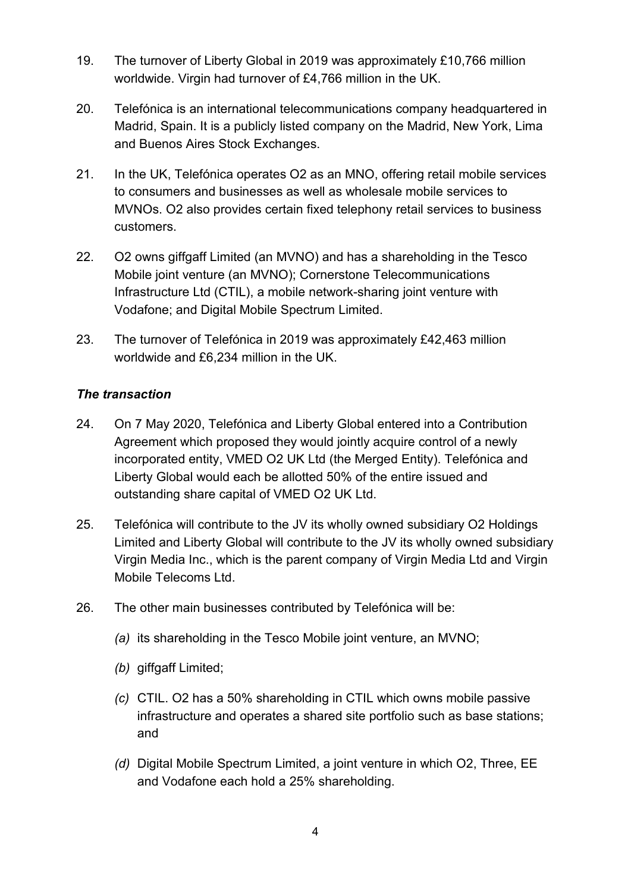19. The turnover of Liberty Global in 2019 was approximately £10,766 million worldwide. Virgin had turnover of £4,766 million in the UK.

20. Telefónica is an international telecommunications company headquartered in Madrid, Spain. It is a publicly listed company on the Madrid, New York, Lima and Buenos Aires Stock Exchanges.

21. In the UK, Telefónica operates O2 as an MNO, offering retail mobile services to consumers and businesses as well as wholesale mobile services to MVNOs. O2 also provides certain fixed telephony retail services to business customers.

22. O2 owns giffgaff Limited (an MVNO) and has a shareholding in the Tesco Mobile joint venture (an MVNO); Cornerstone Telecommunications Infrastructure Ltd (CTIL), a mobile network-sharing joint venture with Vodafone; and Digital Mobile Spectrum Limited.

23. The turnover of Telefónica in 2019 was approximately £42,463 million worldwide and £6,234 million in the UK.

### *The transaction*

24. On 7 May 2020, Telefónica and Liberty Global entered into a Contribution Agreement which proposed they would jointly acquire control of a newly incorporated entity, VMED O2 UK Ltd (the Merged Entity). Telefónica and Liberty Global would each be allotted 50% of the entire issued and outstanding share capital of VMED O2 UK Ltd.

25. Telefónica will contribute to the JV its wholly owned subsidiary O2 Holdings Limited and Liberty Global will contribute to the JV its wholly owned subsidiary Virgin Media Inc., which is the parent company of Virgin Media Ltd and Virgin Mobile Telecoms Ltd.

26. The other main businesses contributed by Telefónica will be:

    *(a)* its shareholding in the Tesco Mobile joint venture, an MVNO;

    *(b)* giffgaff Limited;

    *(c)* CTIL. O2 has a 50% shareholding in CTIL which owns mobile passive infrastructure and operates a shared site portfolio such as base stations; and

    *(d)* Digital Mobile Spectrum Limited, a joint venture in which O2, Three, EE and Vodafone each hold a 25% shareholding.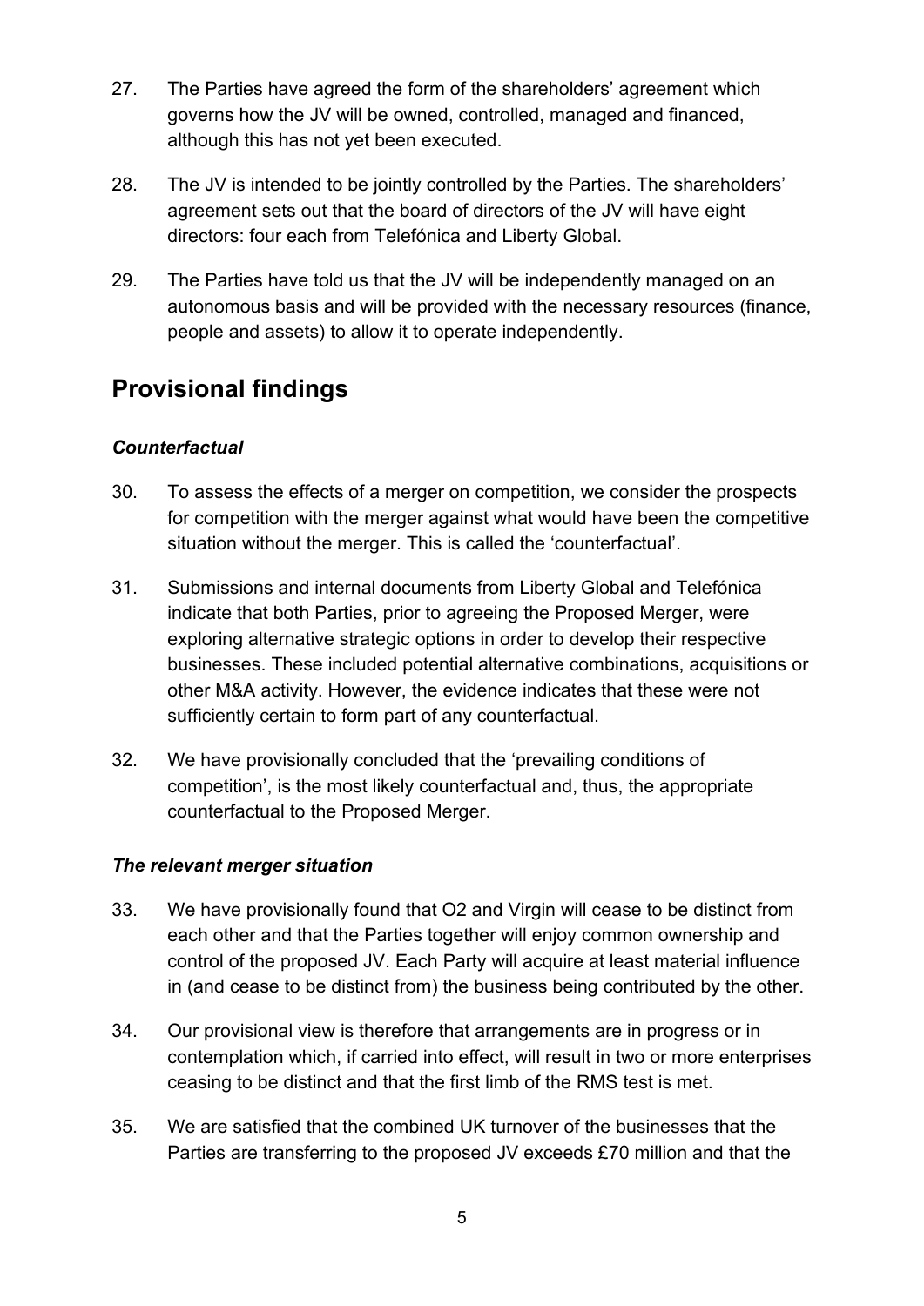27. The Parties have agreed the form of the shareholders' agreement which governs how the JV will be owned, controlled, managed and financed, although this has not yet been executed.

28. The JV is intended to be jointly controlled by the Parties. The shareholders' agreement sets out that the board of directors of the JV will have eight directors: four each from Telefónica and Liberty Global.

29. The Parties have told us that the JV will be independently managed on an autonomous basis and will be provided with the necessary resources (finance, people and assets) to allow it to operate independently.

## Provisional findings

### *Counterfactual*

30. To assess the effects of a merger on competition, we consider the prospects for competition with the merger against what would have been the competitive situation without the merger. This is called the 'counterfactual'.

31. Submissions and internal documents from Liberty Global and Telefónica indicate that both Parties, prior to agreeing the Proposed Merger, were exploring alternative strategic options in order to develop their respective businesses. These included potential alternative combinations, acquisitions or other M&A activity. However, the evidence indicates that these were not sufficiently certain to form part of any counterfactual.

32. We have provisionally concluded that the 'prevailing conditions of competition', is the most likely counterfactual and, thus, the appropriate counterfactual to the Proposed Merger.

### *The relevant merger situation*

33. We have provisionally found that O2 and Virgin will cease to be distinct from each other and that the Parties together will enjoy common ownership and control of the proposed JV. Each Party will acquire at least material influence in (and cease to be distinct from) the business being contributed by the other.

34. Our provisional view is therefore that arrangements are in progress or in contemplation which, if carried into effect, will result in two or more enterprises ceasing to be distinct and that the first limb of the RMS test is met.

35. We are satisfied that the combined UK turnover of the businesses that the Parties are transferring to the proposed JV exceeds £70 million and that the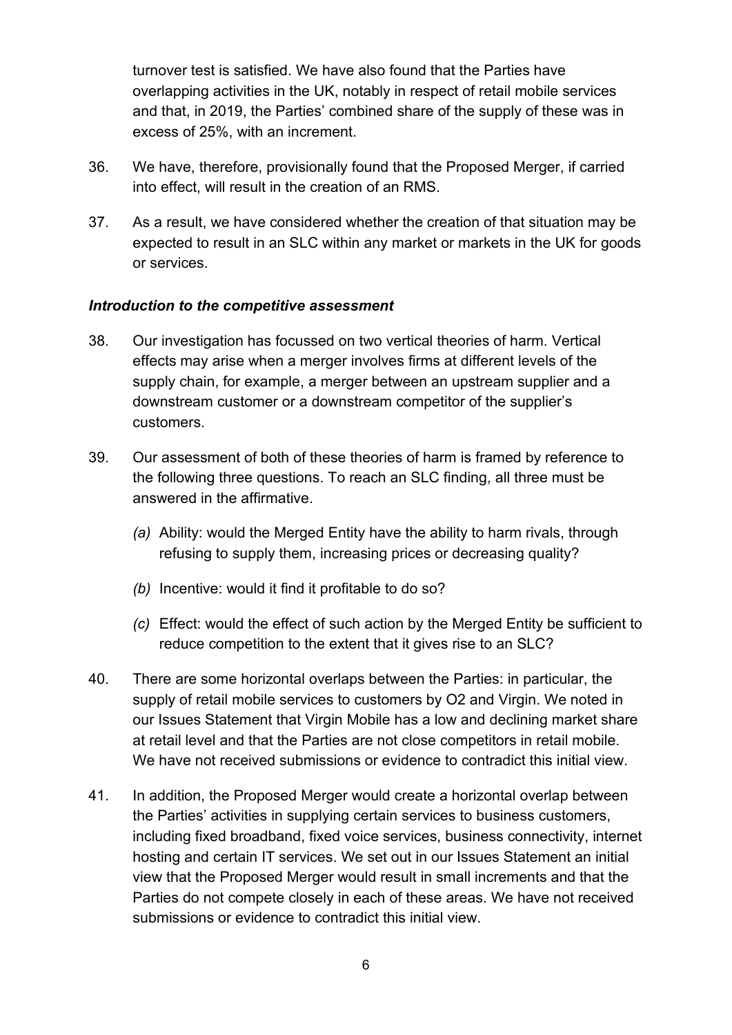turnover test is satisfied. We have also found that the Parties have overlapping activities in the UK, notably in respect of retail mobile services and that, in 2019, the Parties' combined share of the supply of these was in excess of 25%, with an increment.

36. We have, therefore, provisionally found that the Proposed Merger, if carried into effect, will result in the creation of an RMS.

37. As a result, we have considered whether the creation of that situation may be expected to result in an SLC within any market or markets in the UK for goods or services.

### *Introduction to the competitive assessment*

38. Our investigation has focussed on two vertical theories of harm. Vertical effects may arise when a merger involves firms at different levels of the supply chain, for example, a merger between an upstream supplier and a downstream customer or a downstream competitor of the supplier's customers.

39. Our assessment of both of these theories of harm is framed by reference to the following three questions. To reach an SLC finding, all three must be answered in the affirmative.

    *(a)* Ability: would the Merged Entity have the ability to harm rivals, through refusing to supply them, increasing prices or decreasing quality?

    *(b)* Incentive: would it find it profitable to do so?

    *(c)* Effect: would the effect of such action by the Merged Entity be sufficient to reduce competition to the extent that it gives rise to an SLC?

40. There are some horizontal overlaps between the Parties: in particular, the supply of retail mobile services to customers by O2 and Virgin. We noted in our Issues Statement that Virgin Mobile has a low and declining market share at retail level and that the Parties are not close competitors in retail mobile. We have not received submissions or evidence to contradict this initial view.

41. In addition, the Proposed Merger would create a horizontal overlap between the Parties' activities in supplying certain services to business customers, including fixed broadband, fixed voice services, business connectivity, internet hosting and certain IT services. We set out in our Issues Statement an initial view that the Proposed Merger would result in small increments and that the Parties do not compete closely in each of these areas. We have not received submissions or evidence to contradict this initial view.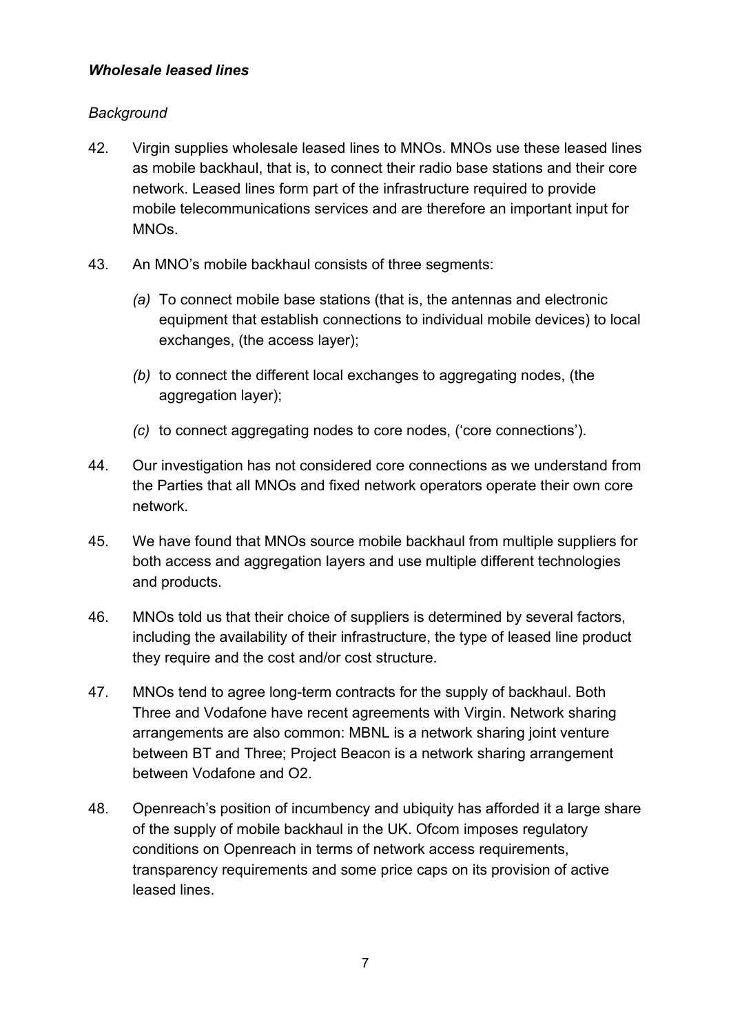***Wholesale leased lines***

*Background*

42. Virgin supplies wholesale leased lines to MNOs. MNOs use these leased lines as mobile backhaul, that is, to connect their radio base stations and their core network. Leased lines form part of the infrastructure required to provide mobile telecommunications services and are therefore an important input for MNOs.

43. An MNO's mobile backhaul consists of three segments:

    *(a)* To connect mobile base stations (that is, the antennas and electronic equipment that establish connections to individual mobile devices) to local exchanges, (the access layer);

    *(b)* to connect the different local exchanges to aggregating nodes, (the aggregation layer);

    *(c)* to connect aggregating nodes to core nodes, ('core connections').

44. Our investigation has not considered core connections as we understand from the Parties that all MNOs and fixed network operators operate their own core network.

45. We have found that MNOs source mobile backhaul from multiple suppliers for both access and aggregation layers and use multiple different technologies and products.

46. MNOs told us that their choice of suppliers is determined by several factors, including the availability of their infrastructure, the type of leased line product they require and the cost and/or cost structure.

47. MNOs tend to agree long-term contracts for the supply of backhaul. Both Three and Vodafone have recent agreements with Virgin. Network sharing arrangements are also common: MBNL is a network sharing joint venture between BT and Three; Project Beacon is a network sharing arrangement between Vodafone and O2.

48. Openreach's position of incumbency and ubiquity has afforded it a large share of the supply of mobile backhaul in the UK. Ofcom imposes regulatory conditions on Openreach in terms of network access requirements, transparency requirements and some price caps on its provision of active leased lines.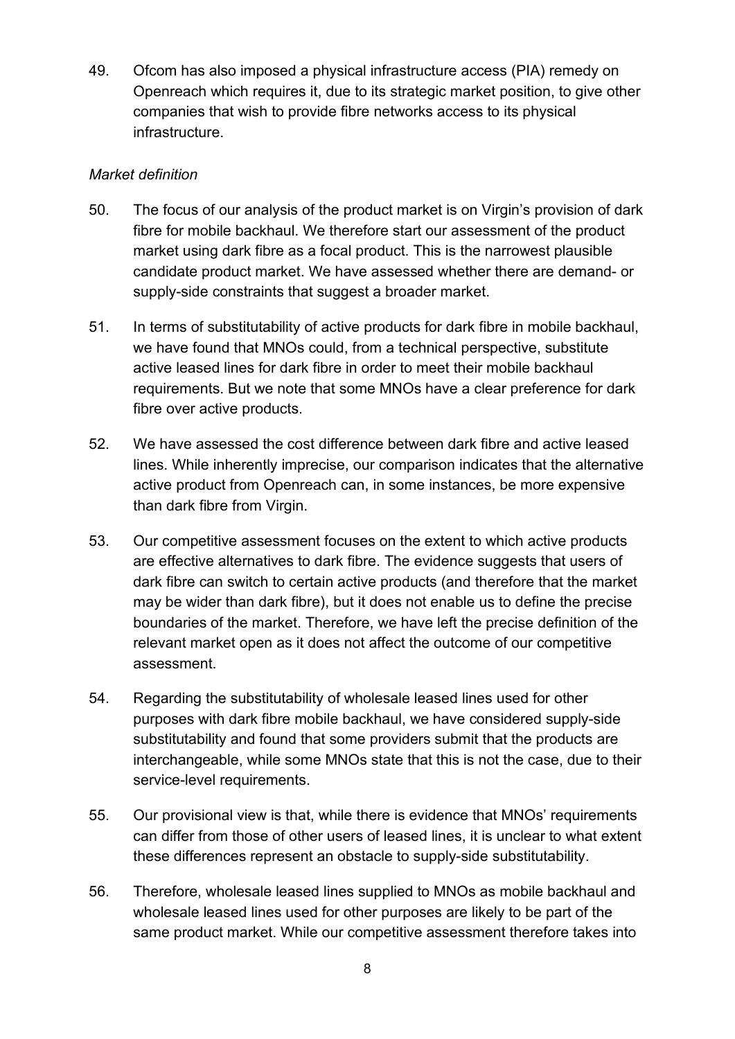49. Ofcom has also imposed a physical infrastructure access (PIA) remedy on Openreach which requires it, due to its strategic market position, to give other companies that wish to provide fibre networks access to its physical infrastructure.

*Market definition*

50. The focus of our analysis of the product market is on Virgin's provision of dark fibre for mobile backhaul. We therefore start our assessment of the product market using dark fibre as a focal product. This is the narrowest plausible candidate product market. We have assessed whether there are demand- or supply-side constraints that suggest a broader market.

51. In terms of substitutability of active products for dark fibre in mobile backhaul, we have found that MNOs could, from a technical perspective, substitute active leased lines for dark fibre in order to meet their mobile backhaul requirements. But we note that some MNOs have a clear preference for dark fibre over active products.

52. We have assessed the cost difference between dark fibre and active leased lines. While inherently imprecise, our comparison indicates that the alternative active product from Openreach can, in some instances, be more expensive than dark fibre from Virgin.

53. Our competitive assessment focuses on the extent to which active products are effective alternatives to dark fibre. The evidence suggests that users of dark fibre can switch to certain active products (and therefore that the market may be wider than dark fibre), but it does not enable us to define the precise boundaries of the market. Therefore, we have left the precise definition of the relevant market open as it does not affect the outcome of our competitive assessment.

54. Regarding the substitutability of wholesale leased lines used for other purposes with dark fibre mobile backhaul, we have considered supply-side substitutability and found that some providers submit that the products are interchangeable, while some MNOs state that this is not the case, due to their service-level requirements.

55. Our provisional view is that, while there is evidence that MNOs' requirements can differ from those of other users of leased lines, it is unclear to what extent these differences represent an obstacle to supply-side substitutability.

56. Therefore, wholesale leased lines supplied to MNOs as mobile backhaul and wholesale leased lines used for other purposes are likely to be part of the same product market. While our competitive assessment therefore takes into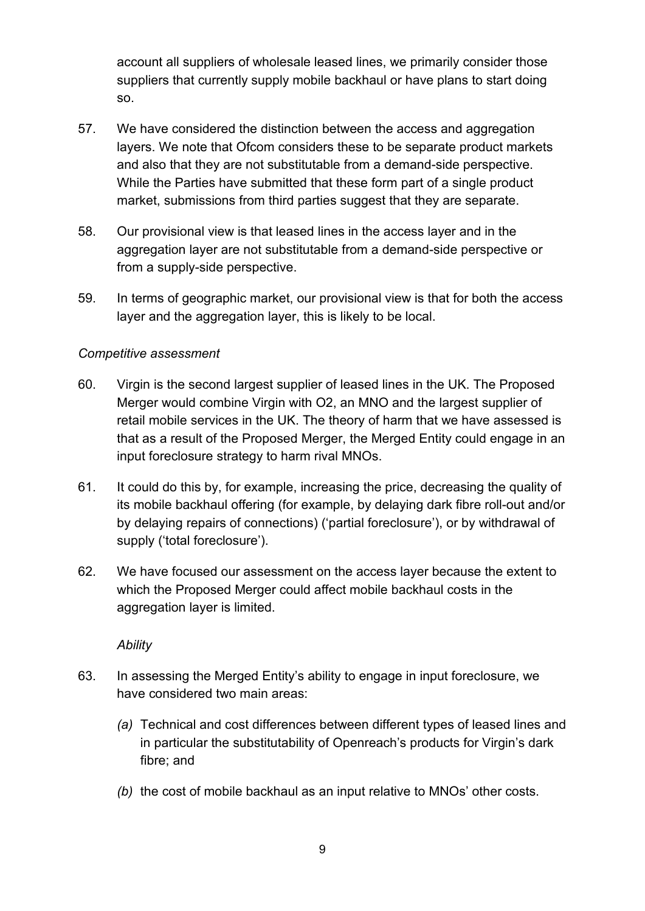account all suppliers of wholesale leased lines, we primarily consider those suppliers that currently supply mobile backhaul or have plans to start doing so.

57. We have considered the distinction between the access and aggregation layers. We note that Ofcom considers these to be separate product markets and also that they are not substitutable from a demand-side perspective. While the Parties have submitted that these form part of a single product market, submissions from third parties suggest that they are separate.

58. Our provisional view is that leased lines in the access layer and in the aggregation layer are not substitutable from a demand-side perspective or from a supply-side perspective.

59. In terms of geographic market, our provisional view is that for both the access layer and the aggregation layer, this is likely to be local.

*Competitive assessment*

60. Virgin is the second largest supplier of leased lines in the UK. The Proposed Merger would combine Virgin with O2, an MNO and the largest supplier of retail mobile services in the UK. The theory of harm that we have assessed is that as a result of the Proposed Merger, the Merged Entity could engage in an input foreclosure strategy to harm rival MNOs.

61. It could do this by, for example, increasing the price, decreasing the quality of its mobile backhaul offering (for example, by delaying dark fibre roll-out and/or by delaying repairs of connections) ('partial foreclosure'), or by withdrawal of supply ('total foreclosure').

62. We have focused our assessment on the access layer because the extent to which the Proposed Merger could affect mobile backhaul costs in the aggregation layer is limited.

*Ability*

63. In assessing the Merged Entity's ability to engage in input foreclosure, we have considered two main areas:

   *(a)* Technical and cost differences between different types of leased lines and in particular the substitutability of Openreach's products for Virgin's dark fibre; and

   *(b)* the cost of mobile backhaul as an input relative to MNOs' other costs.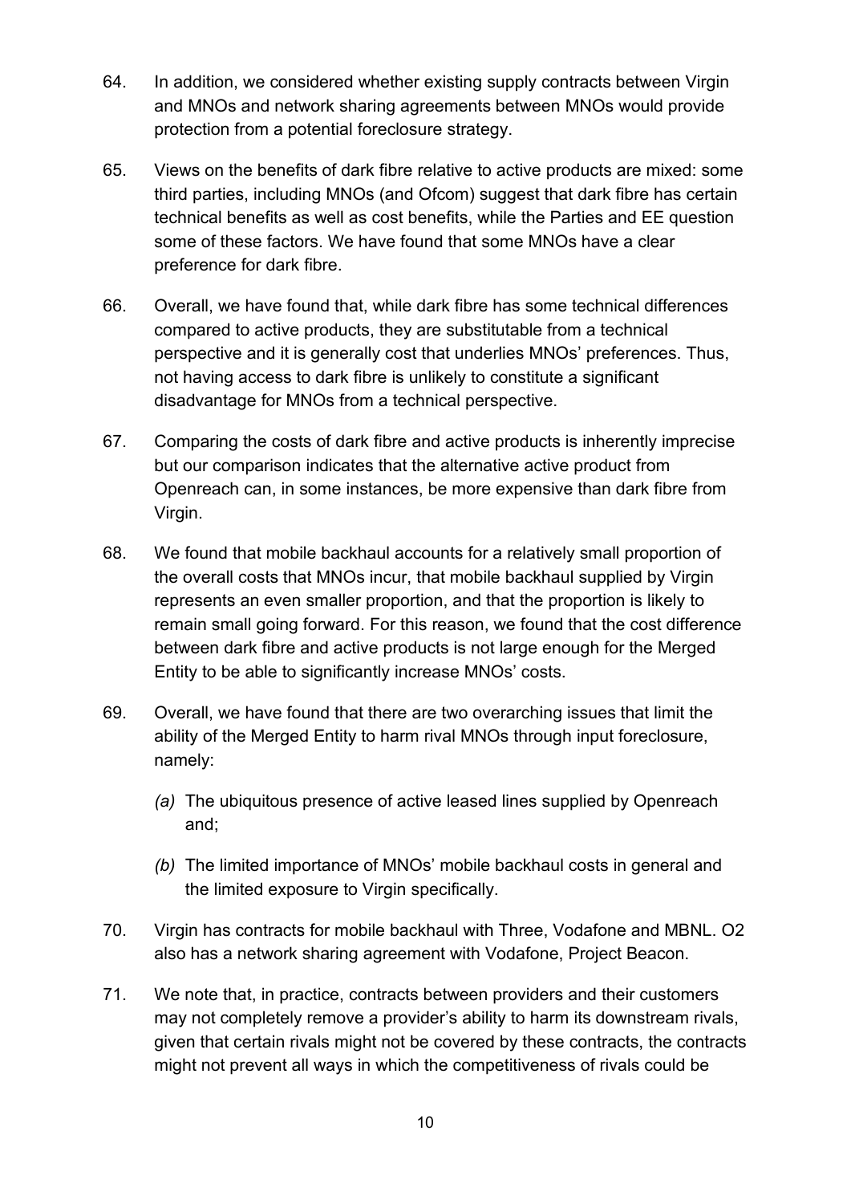64. In addition, we considered whether existing supply contracts between Virgin and MNOs and network sharing agreements between MNOs would provide protection from a potential foreclosure strategy.

65. Views on the benefits of dark fibre relative to active products are mixed: some third parties, including MNOs (and Ofcom) suggest that dark fibre has certain technical benefits as well as cost benefits, while the Parties and EE question some of these factors. We have found that some MNOs have a clear preference for dark fibre.

66. Overall, we have found that, while dark fibre has some technical differences compared to active products, they are substitutable from a technical perspective and it is generally cost that underlies MNOs' preferences. Thus, not having access to dark fibre is unlikely to constitute a significant disadvantage for MNOs from a technical perspective.

67. Comparing the costs of dark fibre and active products is inherently imprecise but our comparison indicates that the alternative active product from Openreach can, in some instances, be more expensive than dark fibre from Virgin.

68. We found that mobile backhaul accounts for a relatively small proportion of the overall costs that MNOs incur, that mobile backhaul supplied by Virgin represents an even smaller proportion, and that the proportion is likely to remain small going forward. For this reason, we found that the cost difference between dark fibre and active products is not large enough for the Merged Entity to be able to significantly increase MNOs' costs.

69. Overall, we have found that there are two overarching issues that limit the ability of the Merged Entity to harm rival MNOs through input foreclosure, namely:

    *(a)* The ubiquitous presence of active leased lines supplied by Openreach and;

    *(b)* The limited importance of MNOs' mobile backhaul costs in general and the limited exposure to Virgin specifically.

70. Virgin has contracts for mobile backhaul with Three, Vodafone and MBNL. O2 also has a network sharing agreement with Vodafone, Project Beacon.

71. We note that, in practice, contracts between providers and their customers may not completely remove a provider's ability to harm its downstream rivals, given that certain rivals might not be covered by these contracts, the contracts might not prevent all ways in which the competitiveness of rivals could be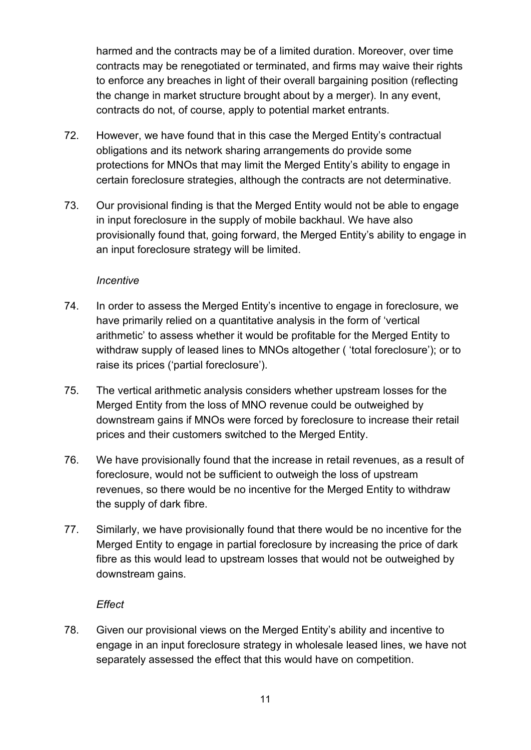harmed and the contracts may be of a limited duration. Moreover, over time contracts may be renegotiated or terminated, and firms may waive their rights to enforce any breaches in light of their overall bargaining position (reflecting the change in market structure brought about by a merger). In any event, contracts do not, of course, apply to potential market entrants.

72. However, we have found that in this case the Merged Entity's contractual obligations and its network sharing arrangements do provide some protections for MNOs that may limit the Merged Entity's ability to engage in certain foreclosure strategies, although the contracts are not determinative.

73. Our provisional finding is that the Merged Entity would not be able to engage in input foreclosure in the supply of mobile backhaul. We have also provisionally found that, going forward, the Merged Entity's ability to engage in an input foreclosure strategy will be limited.

*Incentive*

74. In order to assess the Merged Entity's incentive to engage in foreclosure, we have primarily relied on a quantitative analysis in the form of 'vertical arithmetic' to assess whether it would be profitable for the Merged Entity to withdraw supply of leased lines to MNOs altogether ( 'total foreclosure'); or to raise its prices ('partial foreclosure').

75. The vertical arithmetic analysis considers whether upstream losses for the Merged Entity from the loss of MNO revenue could be outweighed by downstream gains if MNOs were forced by foreclosure to increase their retail prices and their customers switched to the Merged Entity.

76. We have provisionally found that the increase in retail revenues, as a result of foreclosure, would not be sufficient to outweigh the loss of upstream revenues, so there would be no incentive for the Merged Entity to withdraw the supply of dark fibre.

77. Similarly, we have provisionally found that there would be no incentive for the Merged Entity to engage in partial foreclosure by increasing the price of dark fibre as this would lead to upstream losses that would not be outweighed by downstream gains.

*Effect*

78. Given our provisional views on the Merged Entity's ability and incentive to engage in an input foreclosure strategy in wholesale leased lines, we have not separately assessed the effect that this would have on competition.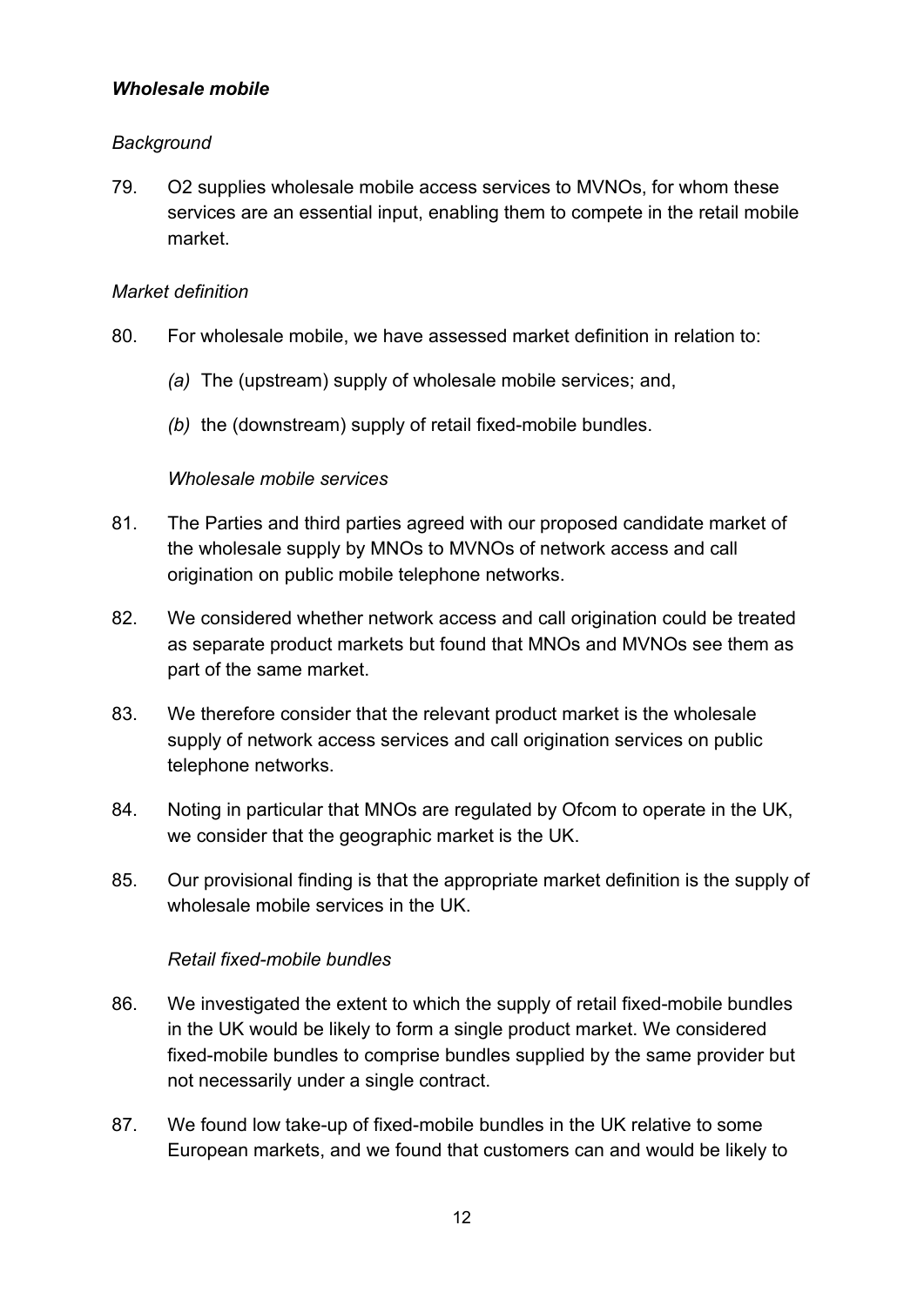***Wholesale mobile***

*Background*

79. O2 supplies wholesale mobile access services to MVNOs, for whom these services are an essential input, enabling them to compete in the retail mobile market.

*Market definition*

80. For wholesale mobile, we have assessed market definition in relation to:

    *(a)* The (upstream) supply of wholesale mobile services; and,

    *(b)* the (downstream) supply of retail fixed-mobile bundles.

*Wholesale mobile services*

81. The Parties and third parties agreed with our proposed candidate market of the wholesale supply by MNOs to MVNOs of network access and call origination on public mobile telephone networks.

82. We considered whether network access and call origination could be treated as separate product markets but found that MNOs and MVNOs see them as part of the same market.

83. We therefore consider that the relevant product market is the wholesale supply of network access services and call origination services on public telephone networks.

84. Noting in particular that MNOs are regulated by Ofcom to operate in the UK, we consider that the geographic market is the UK.

85. Our provisional finding is that the appropriate market definition is the supply of wholesale mobile services in the UK.

*Retail fixed-mobile bundles*

86. We investigated the extent to which the supply of retail fixed-mobile bundles in the UK would be likely to form a single product market. We considered fixed-mobile bundles to comprise bundles supplied by the same provider but not necessarily under a single contract.

87. We found low take-up of fixed-mobile bundles in the UK relative to some European markets, and we found that customers can and would be likely to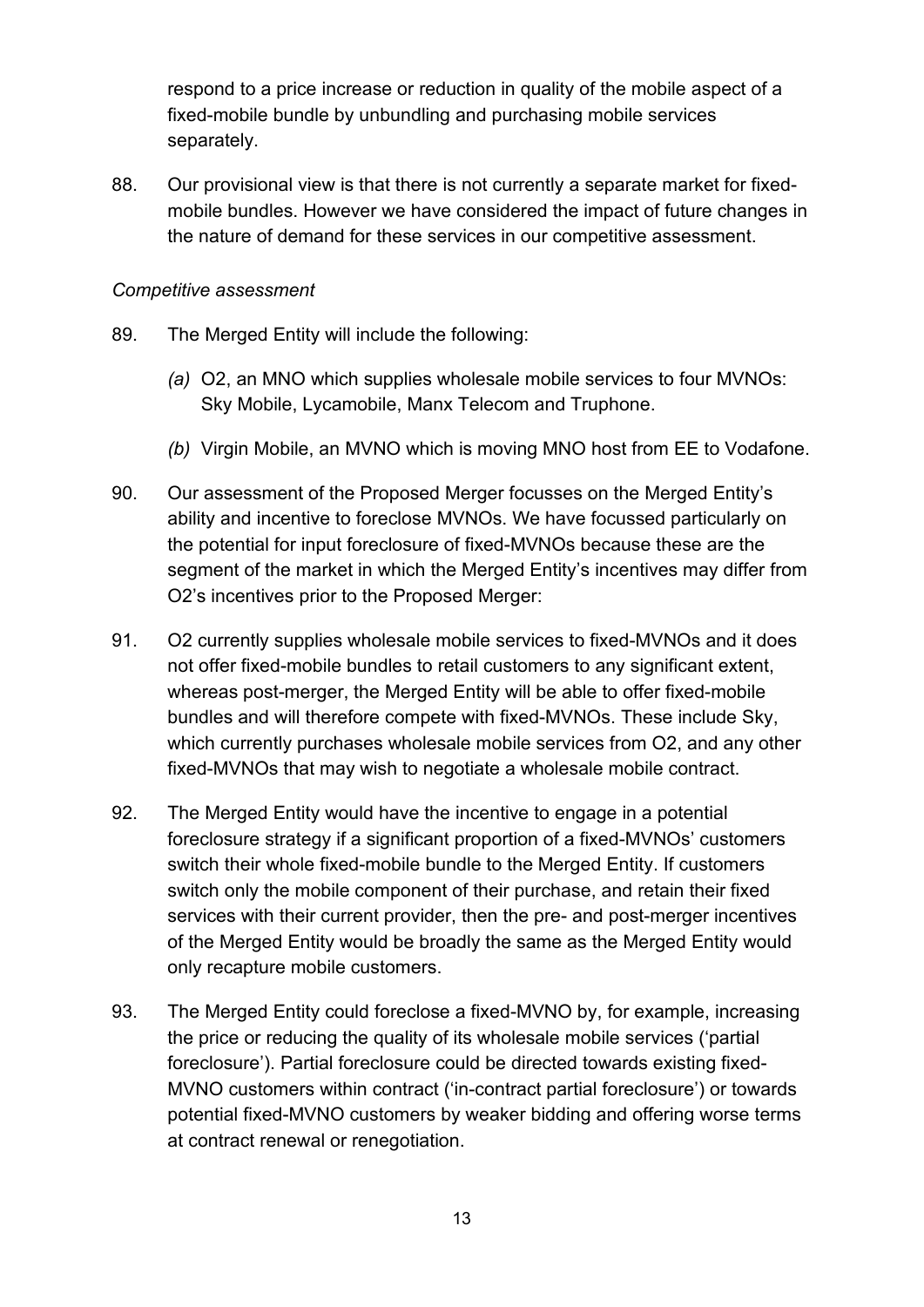respond to a price increase or reduction in quality of the mobile aspect of a fixed-mobile bundle by unbundling and purchasing mobile services separately.

88. Our provisional view is that there is not currently a separate market for fixed-mobile bundles. However we have considered the impact of future changes in the nature of demand for these services in our competitive assessment.

*Competitive assessment*

89. The Merged Entity will include the following:

    *(a)* O2, an MNO which supplies wholesale mobile services to four MVNOs: Sky Mobile, Lycamobile, Manx Telecom and Truphone.

    *(b)* Virgin Mobile, an MVNO which is moving MNO host from EE to Vodafone.

90. Our assessment of the Proposed Merger focusses on the Merged Entity's ability and incentive to foreclose MVNOs. We have focussed particularly on the potential for input foreclosure of fixed-MVNOs because these are the segment of the market in which the Merged Entity's incentives may differ from O2's incentives prior to the Proposed Merger:

91. O2 currently supplies wholesale mobile services to fixed-MVNOs and it does not offer fixed-mobile bundles to retail customers to any significant extent, whereas post-merger, the Merged Entity will be able to offer fixed-mobile bundles and will therefore compete with fixed-MVNOs. These include Sky, which currently purchases wholesale mobile services from O2, and any other fixed-MVNOs that may wish to negotiate a wholesale mobile contract.

92. The Merged Entity would have the incentive to engage in a potential foreclosure strategy if a significant proportion of a fixed-MVNOs' customers switch their whole fixed-mobile bundle to the Merged Entity. If customers switch only the mobile component of their purchase, and retain their fixed services with their current provider, then the pre- and post-merger incentives of the Merged Entity would be broadly the same as the Merged Entity would only recapture mobile customers.

93. The Merged Entity could foreclose a fixed-MVNO by, for example, increasing the price or reducing the quality of its wholesale mobile services ('partial foreclosure'). Partial foreclosure could be directed towards existing fixed-MVNO customers within contract ('in-contract partial foreclosure') or towards potential fixed-MVNO customers by weaker bidding and offering worse terms at contract renewal or renegotiation.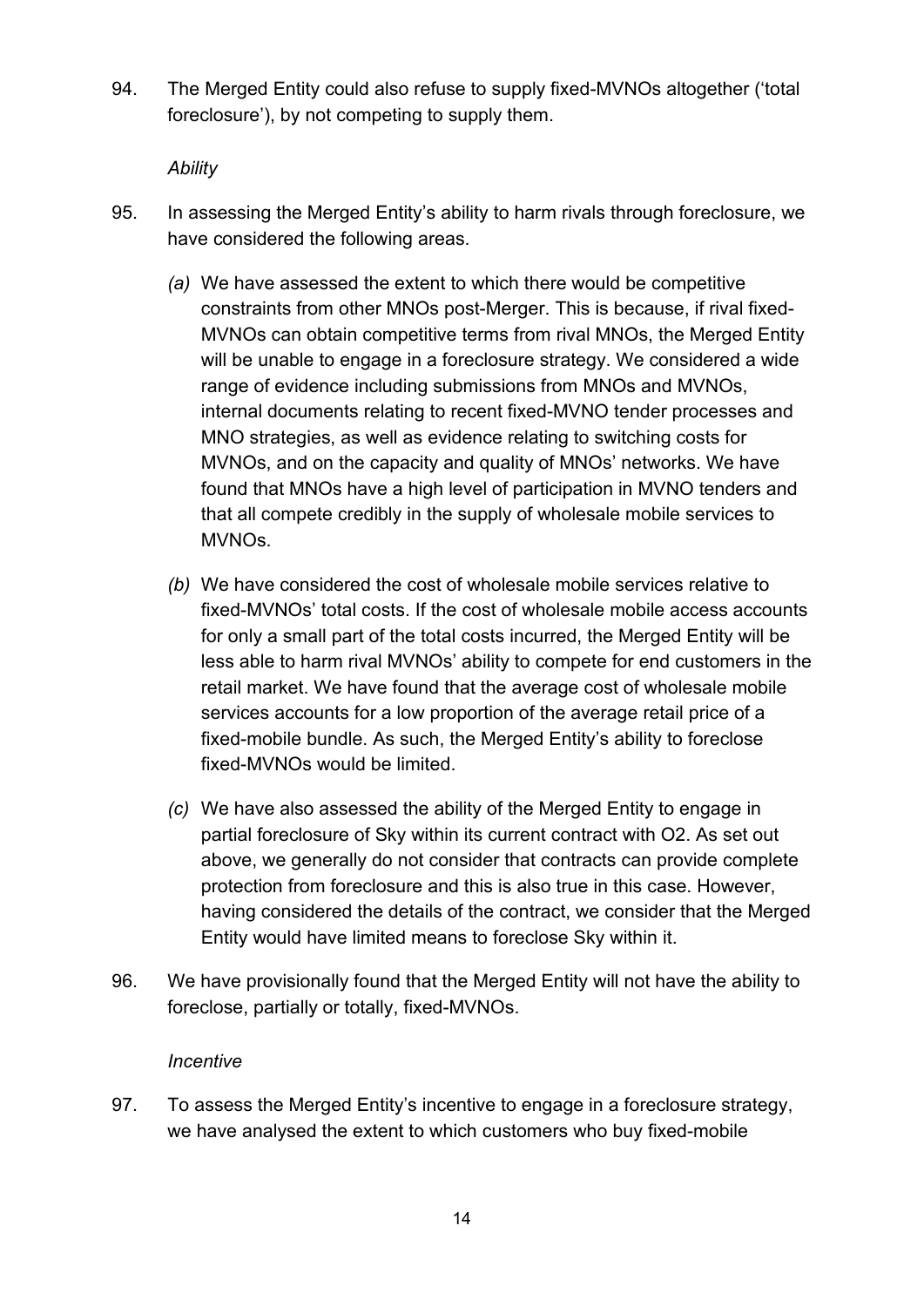94. The Merged Entity could also refuse to supply fixed-MVNOs altogether ('total foreclosure'), by not competing to supply them.

*Ability*

95. In assessing the Merged Entity's ability to harm rivals through foreclosure, we have considered the following areas.

   *(a)* We have assessed the extent to which there would be competitive constraints from other MNOs post-Merger. This is because, if rival fixed-MVNOs can obtain competitive terms from rival MNOs, the Merged Entity will be unable to engage in a foreclosure strategy. We considered a wide range of evidence including submissions from MNOs and MVNOs, internal documents relating to recent fixed-MVNO tender processes and MNO strategies, as well as evidence relating to switching costs for MVNOs, and on the capacity and quality of MNOs' networks. We have found that MNOs have a high level of participation in MVNO tenders and that all compete credibly in the supply of wholesale mobile services to MVNOs.

   *(b)* We have considered the cost of wholesale mobile services relative to fixed-MVNOs' total costs. If the cost of wholesale mobile access accounts for only a small part of the total costs incurred, the Merged Entity will be less able to harm rival MVNOs' ability to compete for end customers in the retail market. We have found that the average cost of wholesale mobile services accounts for a low proportion of the average retail price of a fixed-mobile bundle. As such, the Merged Entity's ability to foreclose fixed-MVNOs would be limited.

   *(c)* We have also assessed the ability of the Merged Entity to engage in partial foreclosure of Sky within its current contract with O2. As set out above, we generally do not consider that contracts can provide complete protection from foreclosure and this is also true in this case. However, having considered the details of the contract, we consider that the Merged Entity would have limited means to foreclose Sky within it.

96. We have provisionally found that the Merged Entity will not have the ability to foreclose, partially or totally, fixed-MVNOs.

*Incentive*

97. To assess the Merged Entity's incentive to engage in a foreclosure strategy, we have analysed the extent to which customers who buy fixed-mobile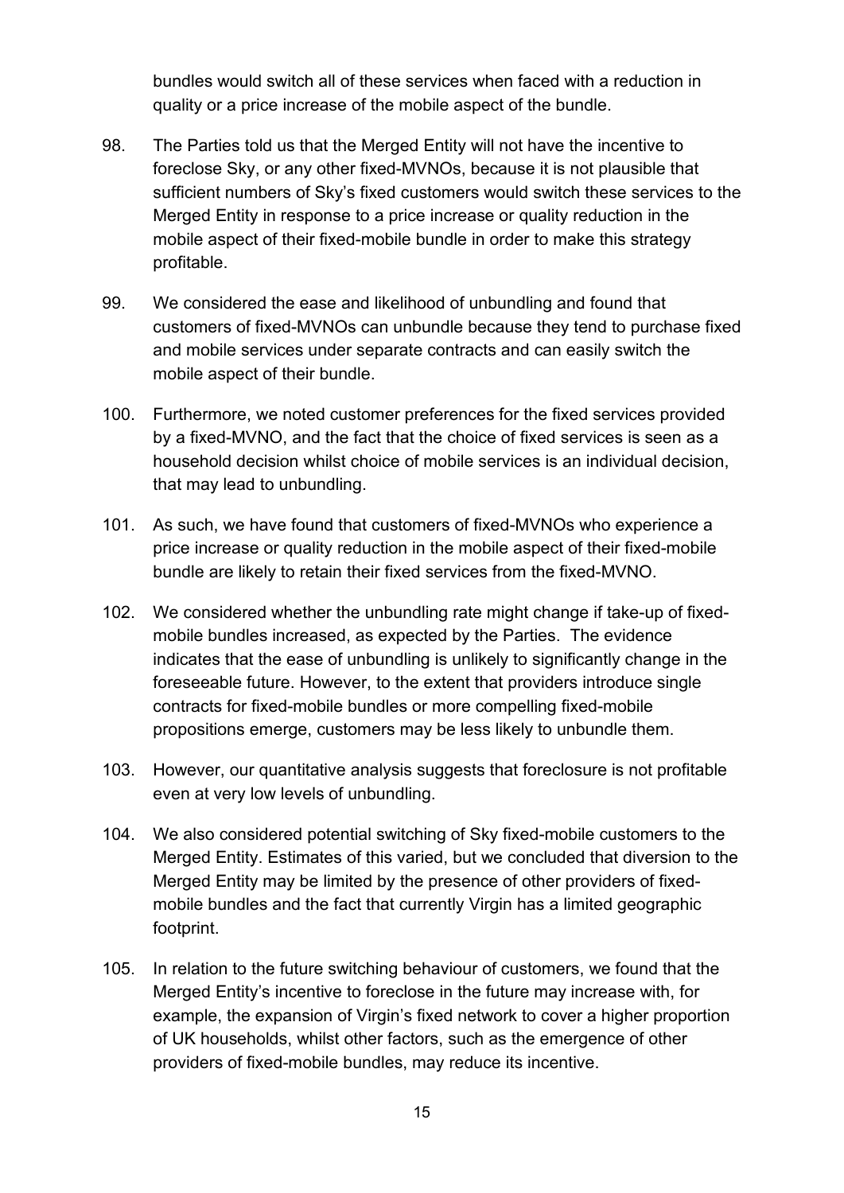bundles would switch all of these services when faced with a reduction in quality or a price increase of the mobile aspect of the bundle.

98. The Parties told us that the Merged Entity will not have the incentive to foreclose Sky, or any other fixed-MVNOs, because it is not plausible that sufficient numbers of Sky's fixed customers would switch these services to the Merged Entity in response to a price increase or quality reduction in the mobile aspect of their fixed-mobile bundle in order to make this strategy profitable.

99. We considered the ease and likelihood of unbundling and found that customers of fixed-MVNOs can unbundle because they tend to purchase fixed and mobile services under separate contracts and can easily switch the mobile aspect of their bundle.

100. Furthermore, we noted customer preferences for the fixed services provided by a fixed-MVNO, and the fact that the choice of fixed services is seen as a household decision whilst choice of mobile services is an individual decision, that may lead to unbundling.

101. As such, we have found that customers of fixed-MVNOs who experience a price increase or quality reduction in the mobile aspect of their fixed-mobile bundle are likely to retain their fixed services from the fixed-MVNO.

102. We considered whether the unbundling rate might change if take-up of fixed-mobile bundles increased, as expected by the Parties. The evidence indicates that the ease of unbundling is unlikely to significantly change in the foreseeable future. However, to the extent that providers introduce single contracts for fixed-mobile bundles or more compelling fixed-mobile propositions emerge, customers may be less likely to unbundle them.

103. However, our quantitative analysis suggests that foreclosure is not profitable even at very low levels of unbundling.

104. We also considered potential switching of Sky fixed-mobile customers to the Merged Entity. Estimates of this varied, but we concluded that diversion to the Merged Entity may be limited by the presence of other providers of fixed-mobile bundles and the fact that currently Virgin has a limited geographic footprint.

105. In relation to the future switching behaviour of customers, we found that the Merged Entity's incentive to foreclose in the future may increase with, for example, the expansion of Virgin's fixed network to cover a higher proportion of UK households, whilst other factors, such as the emergence of other providers of fixed-mobile bundles, may reduce its incentive.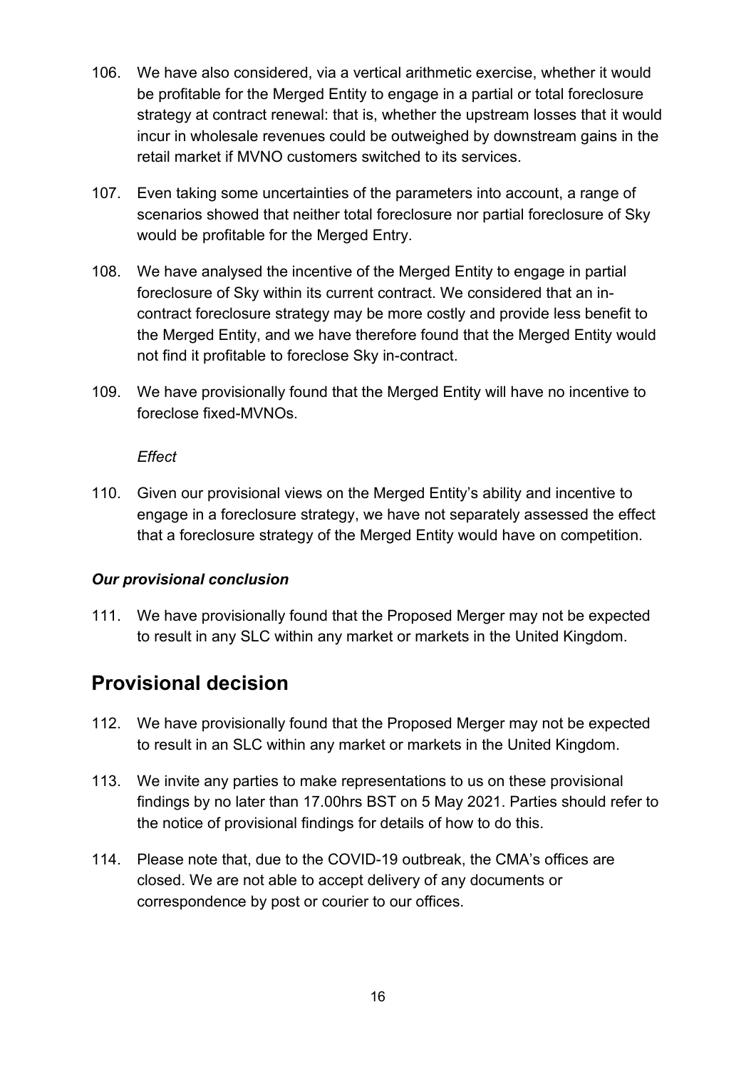106. We have also considered, via a vertical arithmetic exercise, whether it would be profitable for the Merged Entity to engage in a partial or total foreclosure strategy at contract renewal: that is, whether the upstream losses that it would incur in wholesale revenues could be outweighed by downstream gains in the retail market if MVNO customers switched to its services.

107. Even taking some uncertainties of the parameters into account, a range of scenarios showed that neither total foreclosure nor partial foreclosure of Sky would be profitable for the Merged Entry.

108. We have analysed the incentive of the Merged Entity to engage in partial foreclosure of Sky within its current contract. We considered that an in-contract foreclosure strategy may be more costly and provide less benefit to the Merged Entity, and we have therefore found that the Merged Entity would not find it profitable to foreclose Sky in-contract.

109. We have provisionally found that the Merged Entity will have no incentive to foreclose fixed-MVNOs.

*Effect*

110. Given our provisional views on the Merged Entity's ability and incentive to engage in a foreclosure strategy, we have not separately assessed the effect that a foreclosure strategy of the Merged Entity would have on competition.

***Our provisional conclusion***

111. We have provisionally found that the Proposed Merger may not be expected to result in any SLC within any market or markets in the United Kingdom.

## Provisional decision

112. We have provisionally found that the Proposed Merger may not be expected to result in an SLC within any market or markets in the United Kingdom.

113. We invite any parties to make representations to us on these provisional findings by no later than 17.00hrs BST on 5 May 2021. Parties should refer to the notice of provisional findings for details of how to do this.

114. Please note that, due to the COVID-19 outbreak, the CMA's offices are closed. We are not able to accept delivery of any documents or correspondence by post or courier to our offices.